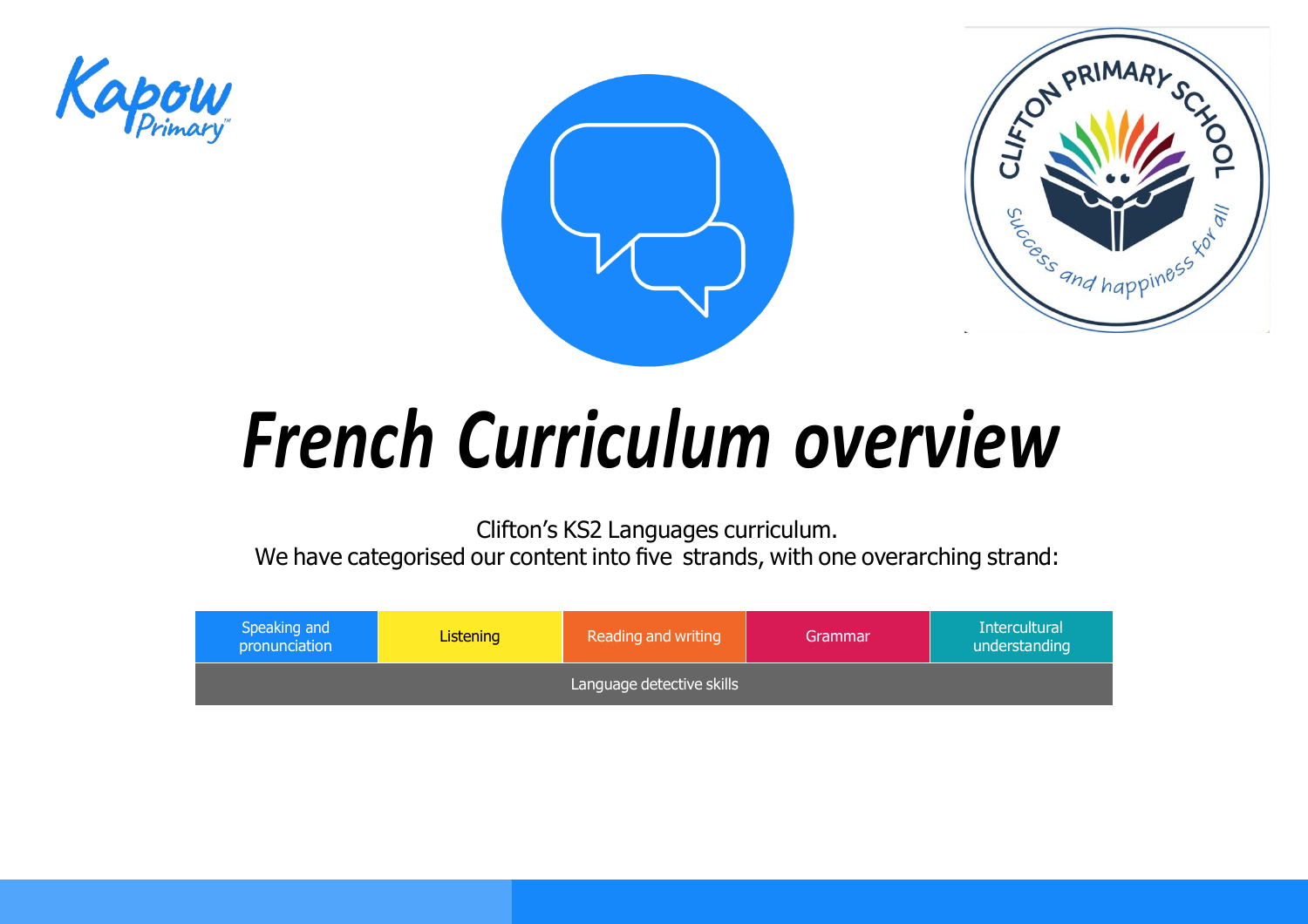# French Curriculum overview

Clifton's KS2 Languages curriculum.
We have categorised our content into five strands, with one overarching strand:

| Speaking and pronunciation | Listening | Reading and writing | Grammar | Intercultural understanding |
|---|---|---|---|---|
| Language detective skills | | | | |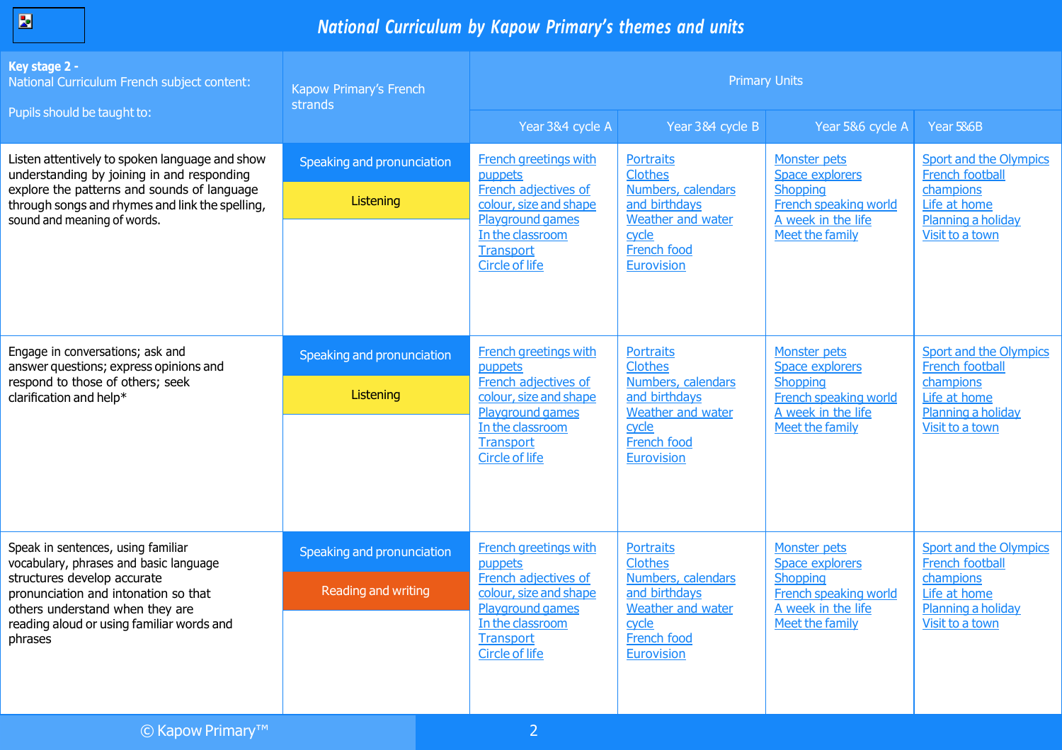# National Curriculum by Kapow Primary's themes and units

| **Key stage 2 -** National Curriculum French subject content: Pupils should be taught to: | Kapow Primary's French strands | Primary Units | | | |
|---|---|---|---|---|---|
| | | Year 3&4 cycle A | Year 3&4 cycle B | Year 5&6 cycle A | Year 5&6B |
| Listen attentively to spoken language and show understanding by joining in and responding explore the patterns and sounds of language through songs and rhymes and link the spelling, sound and meaning of words. | Speaking and pronunciation<br>Listening | French greetings with puppets<br>French adjectives of colour, size and shape<br>Playground games<br>In the classroom<br>Transport<br>Circle of life | Portraits<br>Clothes<br>Numbers, calendars and birthdays<br>Weather and water cycle<br>French food<br>Eurovision | Monster pets<br>Space explorers<br>Shopping<br>French speaking world<br>A week in the life<br>Meet the family | Sport and the Olympics<br>French football champions<br>Life at home<br>Planning a holiday<br>Visit to a town |
| Engage in conversations; ask and answer questions; express opinions and respond to those of others; seek clarification and help* | Speaking and pronunciation<br>Listening | French greetings with puppets<br>French adjectives of colour, size and shape<br>Playground games<br>In the classroom<br>Transport<br>Circle of life | Portraits<br>Clothes<br>Numbers, calendars and birthdays<br>Weather and water cycle<br>French food<br>Eurovision | Monster pets<br>Space explorers<br>Shopping<br>French speaking world<br>A week in the life<br>Meet the family | Sport and the Olympics<br>French football champions<br>Life at home<br>Planning a holiday<br>Visit to a town |
| Speak in sentences, using familiar vocabulary, phrases and basic language structures develop accurate pronunciation and intonation so that others understand when they are reading aloud or using familiar words and phrases | Speaking and pronunciation<br>Reading and writing | French greetings with puppets<br>French adjectives of colour, size and shape<br>Playground games<br>In the classroom<br>Transport<br>Circle of life | Portraits<br>Clothes<br>Numbers, calendars and birthdays<br>Weather and water cycle<br>French food<br>Eurovision | Monster pets<br>Space explorers<br>Shopping<br>French speaking world<br>A week in the life<br>Meet the family | Sport and the Olympics<br>French football champions<br>Life at home<br>Planning a holiday<br>Visit to a town |

© Kapow Primary™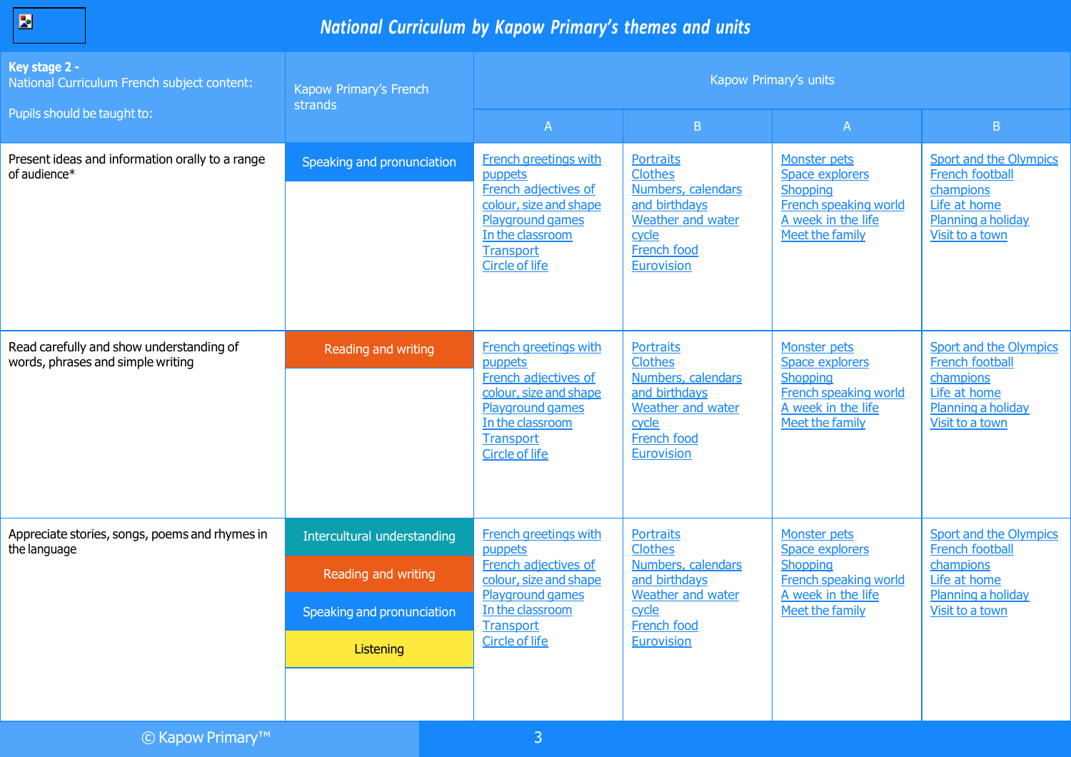# National Curriculum by Kapow Primary's themes and units

| **Key stage 2 -** National Curriculum French subject content: Pupils should be taught to: | Kapow Primary's French strands | Kapow Primary's units | | | |
|---|---|---|---|---|---|
| | | A | B | A | B |
| Present ideas and information orally to a range of audience* | Speaking and pronunciation | French greetings with puppets<br>French adjectives of colour, size and shape<br>Playground games<br>In the classroom<br>Transport<br>Circle of life | Portraits<br>Clothes<br>Numbers, calendars and birthdays<br>Weather and water cycle<br>French food<br>Eurovision | Monster pets<br>Space explorers<br>Shopping<br>French speaking world<br>A week in the life<br>Meet the family | Sport and the Olympics<br>French football champions<br>Life at home<br>Planning a holiday<br>Visit to a town |
| Read carefully and show understanding of words, phrases and simple writing | Reading and writing | French greetings with puppets<br>French adjectives of colour, size and shape<br>Playground games<br>In the classroom<br>Transport<br>Circle of life | Portraits<br>Clothes<br>Numbers, calendars and birthdays<br>Weather and water cycle<br>French food<br>Eurovision | Monster pets<br>Space explorers<br>Shopping<br>French speaking world<br>A week in the life<br>Meet the family | Sport and the Olympics<br>French football champions<br>Life at home<br>Planning a holiday<br>Visit to a town |
| Appreciate stories, songs, poems and rhymes in the language | Intercultural understanding<br>Reading and writing<br>Speaking and pronunciation<br>Listening | French greetings with puppets<br>French adjectives of colour, size and shape<br>Playground games<br>In the classroom<br>Transport<br>Circle of life | Portraits<br>Clothes<br>Numbers, calendars and birthdays<br>Weather and water cycle<br>French food<br>Eurovision | Monster pets<br>Space explorers<br>Shopping<br>French speaking world<br>A week in the life<br>Meet the family | Sport and the Olympics<br>French football champions<br>Life at home<br>Planning a holiday<br>Visit to a town |

© Kapow Primary™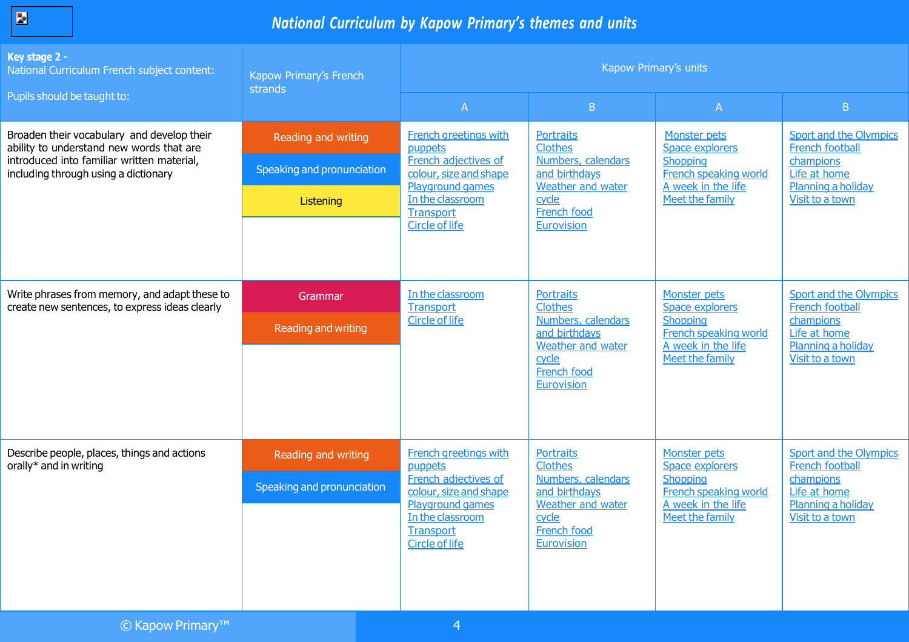# National Curriculum by Kapow Primary's themes and units

| **Key stage 2 -** National Curriculum French subject content: Pupils should be taught to: | Kapow Primary's French strands | Kapow Primary's units | | | |
|---|---|---|---|---|---|
| | | A | B | A | B |
| Broaden their vocabulary and develop their ability to understand new words that are introduced into familiar written material, including through using a dictionary | Reading and writing<br>Speaking and pronunciation<br>Listening | French greetings with puppets<br>French adjectives of colour, size and shape<br>Playground games<br>In the classroom<br>Transport<br>Circle of life | Portraits<br>Clothes<br>Numbers, calendars and birthdays<br>Weather and water cycle<br>French food<br>Eurovision | Monster pets<br>Space explorers<br>Shopping<br>French speaking world<br>A week in the life<br>Meet the family | Sport and the Olympics<br>French football champions<br>Life at home<br>Planning a holiday<br>Visit to a town |
| Write phrases from memory, and adapt these to create new sentences, to express ideas clearly | Grammar<br>Reading and writing | In the classroom<br>Transport<br>Circle of life | Portraits<br>Clothes<br>Numbers, calendars and birthdays<br>Weather and water cycle<br>French food<br>Eurovision | Monster pets<br>Space explorers<br>Shopping<br>French speaking world<br>A week in the life<br>Meet the family | Sport and the Olympics<br>French football champions<br>Life at home<br>Planning a holiday<br>Visit to a town |
| Describe people, places, things and actions orally* and in writing | Reading and writing<br>Speaking and pronunciation | French greetings with puppets<br>French adjectives of colour, size and shape<br>Playground games<br>In the classroom<br>Transport<br>Circle of life | Portraits<br>Clothes<br>Numbers, calendars and birthdays<br>Weather and water cycle<br>French food<br>Eurovision | Monster pets<br>Space explorers<br>Shopping<br>French speaking world<br>A week in the life<br>Meet the family | Sport and the Olympics<br>French football champions<br>Life at home<br>Planning a holiday<br>Visit to a town |

© Kapow Primary™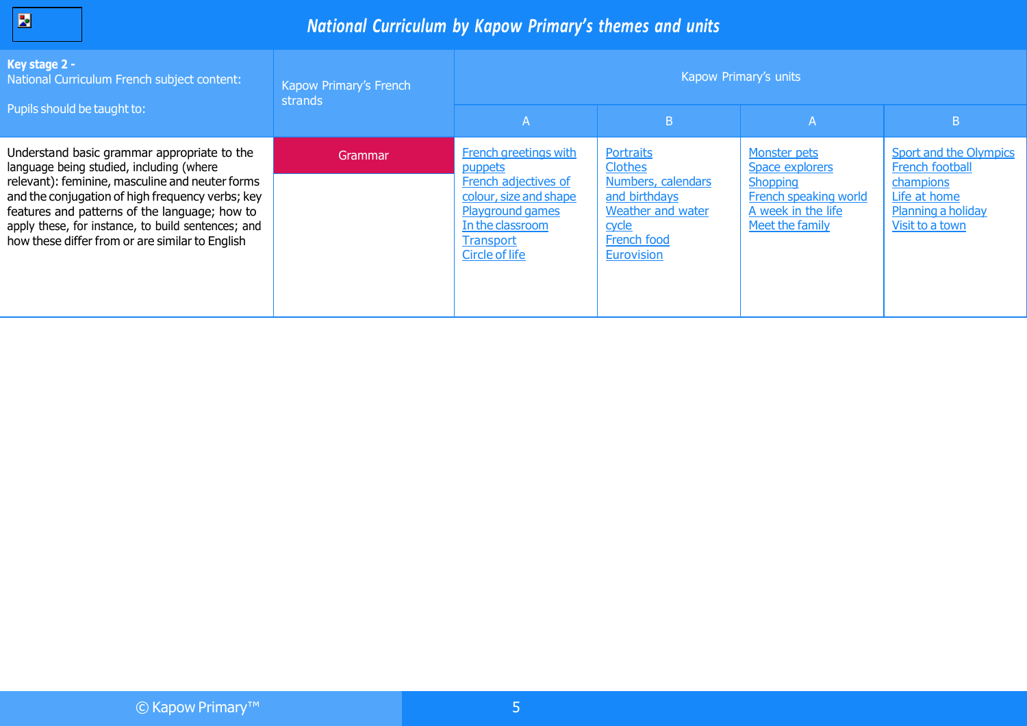# National Curriculum by Kapow Primary's themes and units

| **Key stage 2 -** National Curriculum French subject content: Pupils should be taught to: | Kapow Primary's French strands | Kapow Primary's units | | | |
|---|---|---|---|---|---|
| | | A | B | A | B |
| Understand basic grammar appropriate to the language being studied, including (where relevant): feminine, masculine and neuter forms and the conjugation of high frequency verbs; key features and patterns of the language; how to apply these, for instance, to build sentences; and how these differ from or are similar to English | Grammar | French greetings with puppets<br>French adjectives of colour, size and shape<br>Playground games<br>In the classroom<br>Transport<br>Circle of life | Portraits<br>Clothes<br>Numbers, calendars and birthdays<br>Weather and water cycle<br>French food<br>Eurovision | Monster pets<br>Space explorers<br>Shopping<br>French speaking world<br>A week in the life<br>Meet the family | Sport and the Olympics<br>French football champions<br>Life at home<br>Planning a holiday<br>Visit to a town |

© Kapow Primary™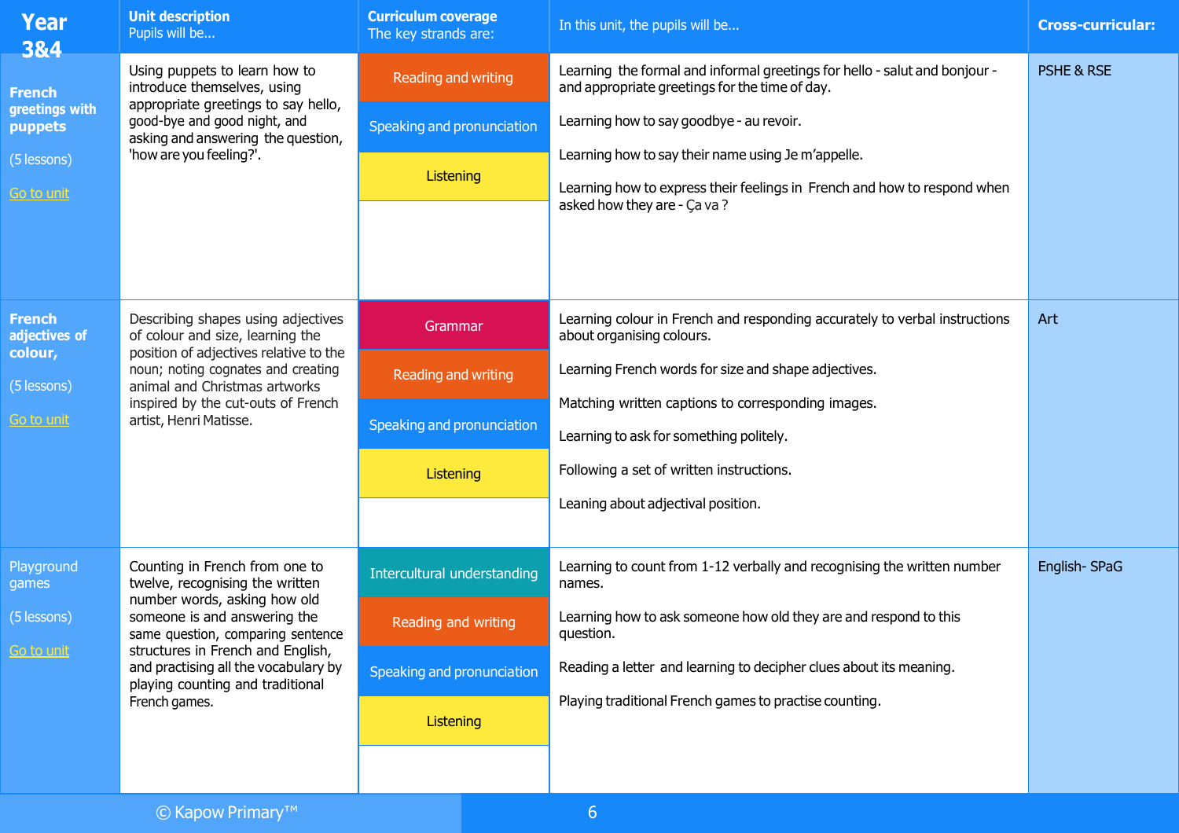| Year 3&4 | Unit description<br>Pupils will be... | Curriculum coverage<br>The key strands are: | In this unit, the pupils will be... | Cross-curricular: |
|---|---|---|---|---|
| **French greetings with puppets**<br><br>(5 lessons)<br><br>Go to unit | Using puppets to learn how to introduce themselves, using appropriate greetings to say hello, good-bye and good night, and asking and answering the question, 'how are you feeling?'. | Reading and writing<br>Speaking and pronunciation<br>Listening | Learning the formal and informal greetings for hello - salut and bonjour - and appropriate greetings for the time of day.<br><br>Learning how to say goodbye - au revoir.<br><br>Learning how to say their name using Je m'appelle.<br><br>Learning how to express their feelings in French and how to respond when asked how they are - Ça va ? | PSHE & RSE |
| **French adjectives of colour,**<br><br>(5 lessons)<br><br>Go to unit | Describing shapes using adjectives of colour and size, learning the position of adjectives relative to the noun; noting cognates and creating animal and Christmas artworks inspired by the cut-outs of French artist, Henri Matisse. | Grammar<br>Reading and writing<br>Speaking and pronunciation<br>Listening | Learning colour in French and responding accurately to verbal instructions about organising colours.<br><br>Learning French words for size and shape adjectives.<br><br>Matching written captions to corresponding images.<br><br>Learning to ask for something politely.<br><br>Following a set of written instructions.<br><br>Leaning about adjectival position. | Art |
| Playground games<br><br>(5 lessons)<br><br>Go to unit | Counting in French from one to twelve, recognising the written number words, asking how old someone is and answering the same question, comparing sentence structures in French and English, and practising all the vocabulary by playing counting and traditional French games. | Intercultural understanding<br>Reading and writing<br>Speaking and pronunciation<br>Listening | Learning to count from 1-12 verbally and recognising the written number names.<br><br>Learning how to ask someone how old they are and respond to this question.<br><br>Reading a letter and learning to decipher clues about its meaning.<br><br>Playing traditional French games to practise counting. | English- SPaG |

© Kapow Primary™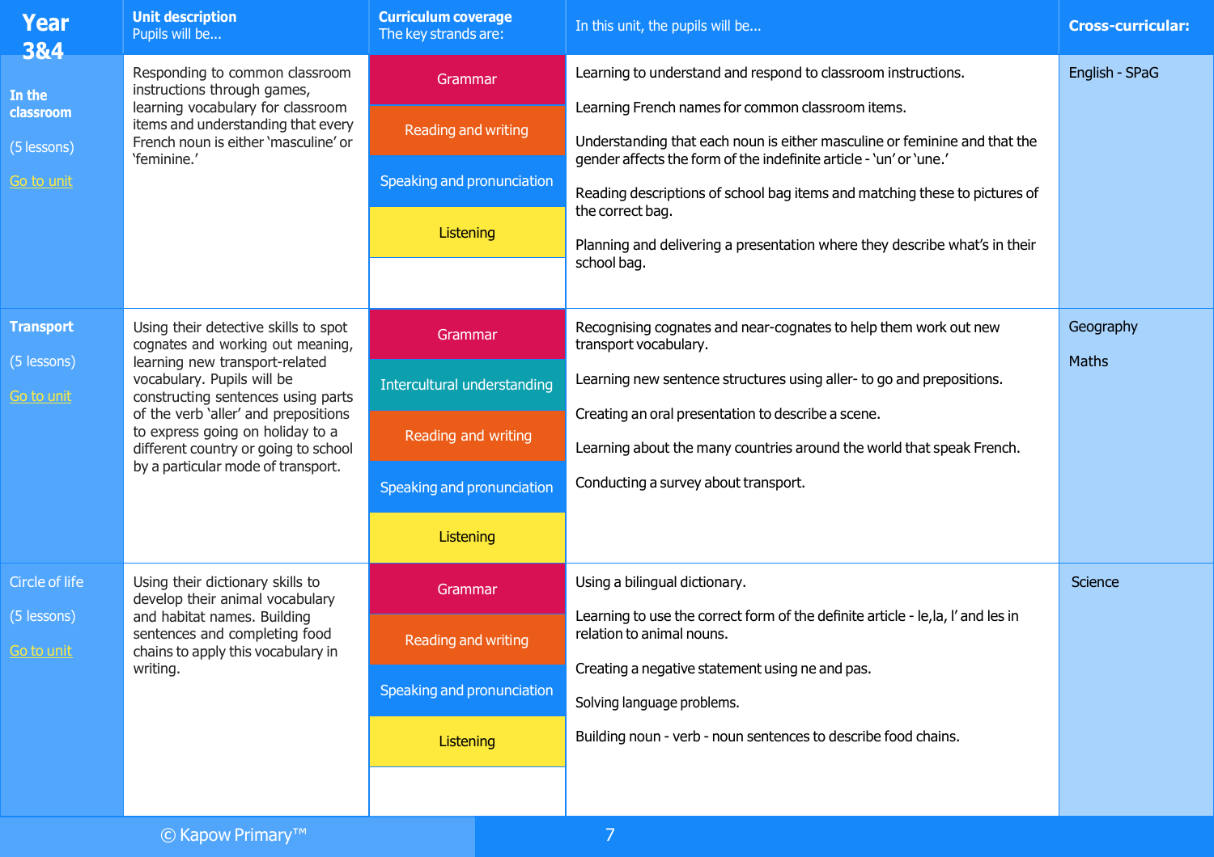| Year 3&4 | Unit description<br>Pupils will be... | Curriculum coverage<br>The key strands are: | In this unit, the pupils will be... | Cross-curricular: |
|---|---|---|---|---|
| **In the classroom**<br>(5 lessons)<br>Go to unit | Responding to common classroom instructions through games, learning vocabulary for classroom items and understanding that every French noun is either 'masculine' or 'feminine.' | Grammar<br>Reading and writing<br>Speaking and pronunciation<br>Listening | Learning to understand and respond to classroom instructions.<br>Learning French names for common classroom items.<br>Understanding that each noun is either masculine or feminine and that the gender affects the form of the indefinite article - 'un' or 'une.'<br>Reading descriptions of school bag items and matching these to pictures of the correct bag.<br>Planning and delivering a presentation where they describe what's in their school bag. | English - SPaG |
| **Transport**<br>(5 lessons)<br>Go to unit | Using their detective skills to spot cognates and working out meaning, learning new transport-related vocabulary. Pupils will be constructing sentences using parts of the verb 'aller' and prepositions to express going on holiday to a different country or going to school by a particular mode of transport. | Grammar<br>Intercultural understanding<br>Reading and writing<br>Speaking and pronunciation<br>Listening | Recognising cognates and near-cognates to help them work out new transport vocabulary.<br>Learning new sentence structures using aller- to go and prepositions.<br>Creating an oral presentation to describe a scene.<br>Learning about the many countries around the world that speak French.<br>Conducting a survey about transport. | Geography<br>Maths |
| Circle of life<br>(5 lessons)<br>Go to unit | Using their dictionary skills to develop their animal vocabulary and habitat names. Building sentences and completing food chains to apply this vocabulary in writing. | Grammar<br>Reading and writing<br>Speaking and pronunciation<br>Listening | Using a bilingual dictionary.<br>Learning to use the correct form of the definite article - le,la, l' and les in relation to animal nouns.<br>Creating a negative statement using ne and pas.<br>Solving language problems.<br>Building noun - verb - noun sentences to describe food chains. | Science |

© Kapow Primary™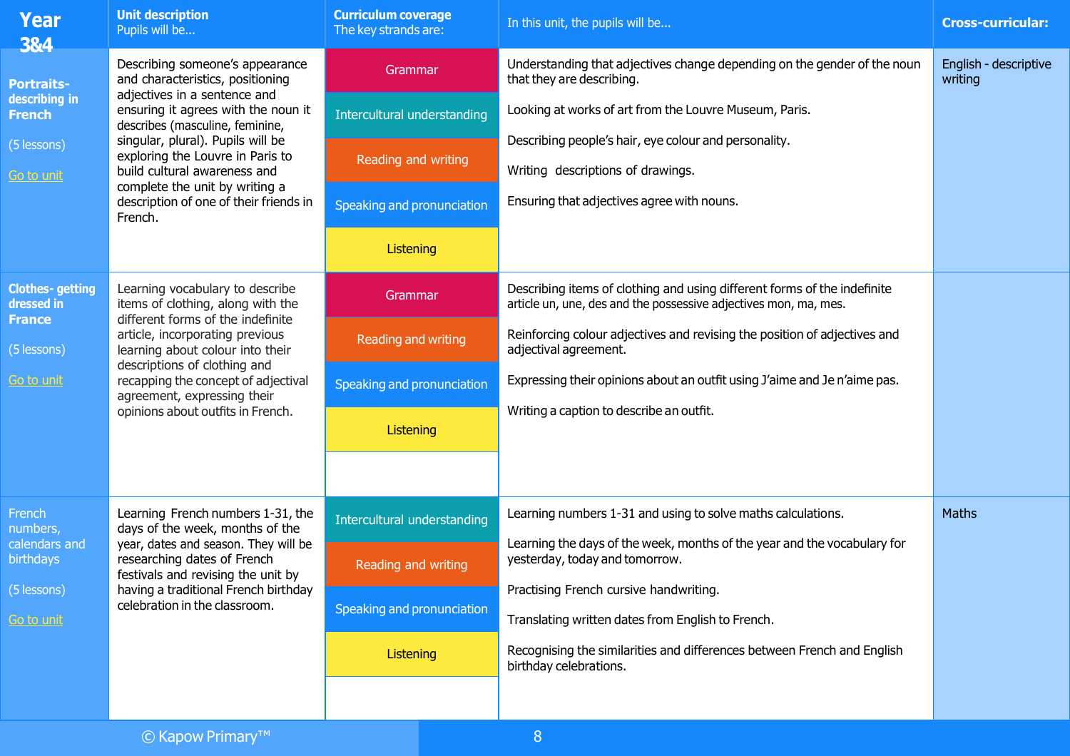| Year 3&4 | Unit description<br>Pupils will be... | Curriculum coverage<br>The key strands are: | In this unit, the pupils will be... | Cross-curricular: |
|---|---|---|---|---|
| **Portraits- describing in French**<br><br>(5 lessons)<br><br>Go to unit | Describing someone's appearance and characteristics, positioning adjectives in a sentence and ensuring it agrees with the noun it describes (masculine, feminine, singular, plural). Pupils will be exploring the Louvre in Paris to build cultural awareness and complete the unit by writing a description of one of their friends in French. | Grammar<br>Intercultural understanding<br>Reading and writing<br>Speaking and pronunciation<br>Listening | Understanding that adjectives change depending on the gender of the noun that they are describing.<br><br>Looking at works of art from the Louvre Museum, Paris.<br><br>Describing people's hair, eye colour and personality.<br><br>Writing descriptions of drawings.<br><br>Ensuring that adjectives agree with nouns. | English - descriptive writing |
| **Clothes- getting dressed in France**<br><br>(5 lessons)<br><br>Go to unit | Learning vocabulary to describe items of clothing, along with the different forms of the indefinite article, incorporating previous learning about colour into their descriptions of clothing and recapping the concept of adjectival agreement, expressing their opinions about outfits in French. | Grammar<br>Reading and writing<br>Speaking and pronunciation<br>Listening | Describing items of clothing and using different forms of the indefinite article un, une, des and the possessive adjectives mon, ma, mes.<br><br>Reinforcing colour adjectives and revising the position of adjectives and adjectival agreement.<br><br>Expressing their opinions about an outfit using J'aime and Je n'aime pas.<br><br>Writing a caption to describe an outfit. | |
| French numbers, calendars and birthdays<br><br>(5 lessons)<br><br>Go to unit | Learning French numbers 1-31, the days of the week, months of the year, dates and season. They will be researching dates of French festivals and revising the unit by having a traditional French birthday celebration in the classroom. | Intercultural understanding<br>Reading and writing<br>Speaking and pronunciation<br>Listening | Learning numbers 1-31 and using to solve maths calculations.<br><br>Learning the days of the week, months of the year and the vocabulary for yesterday, today and tomorrow.<br><br>Practising French cursive handwriting.<br><br>Translating written dates from English to French.<br><br>Recognising the similarities and differences between French and English birthday celebrations. | Maths |

© Kapow Primary™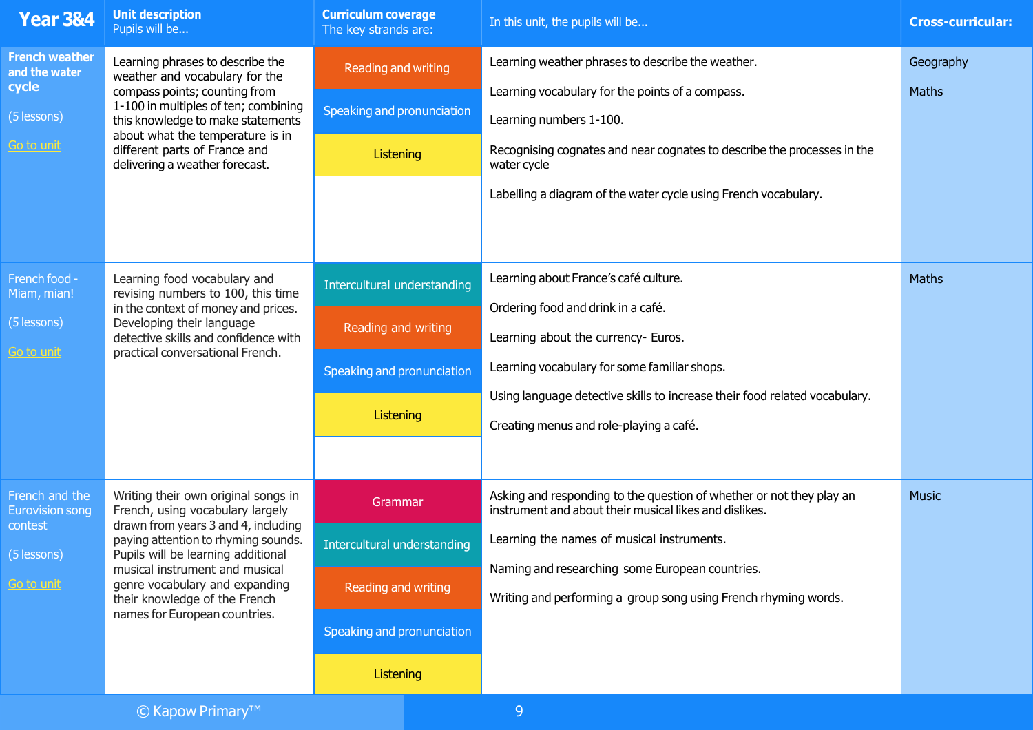| Year 3&4 | Unit description<br>Pupils will be... | Curriculum coverage<br>The key strands are: | In this unit, the pupils will be... | Cross-curricular: |
|---|---|---|---|---|
| **French weather and the water cycle**<br><br>(5 lessons)<br><br>Go to unit | Learning phrases to describe the weather and vocabulary for the compass points; counting from 1-100 in multiples of ten; combining this knowledge to make statements about what the temperature is in different parts of France and delivering a weather forecast. | Reading and writing<br>Speaking and pronunciation<br>Listening | Learning weather phrases to describe the weather.<br><br>Learning vocabulary for the points of a compass.<br><br>Learning numbers 1-100.<br><br>Recognising cognates and near cognates to describe the processes in the water cycle<br><br>Labelling a diagram of the water cycle using French vocabulary. | Geography<br><br>Maths |
| French food - Miam, miam!<br><br>(5 lessons)<br><br>Go to unit | Learning food vocabulary and revising numbers to 100, this time in the context of money and prices. Developing their language detective skills and confidence with practical conversational French. | Intercultural understanding<br>Reading and writing<br>Speaking and pronunciation<br>Listening | Learning about France's café culture.<br><br>Ordering food and drink in a café.<br><br>Learning about the currency- Euros.<br><br>Learning vocabulary for some familiar shops.<br><br>Using language detective skills to increase their food related vocabulary.<br><br>Creating menus and role-playing a café. | Maths |
| French and the Eurovision song contest<br><br>(5 lessons)<br><br>Go to unit | Writing their own original songs in French, using vocabulary largely drawn from years 3 and 4, including paying attention to rhyming sounds. Pupils will be learning additional musical instrument and musical genre vocabulary and expanding their knowledge of the French names for European countries. | Grammar<br>Intercultural understanding<br>Reading and writing<br>Speaking and pronunciation<br>Listening | Asking and responding to the question of whether or not they play an instrument and about their musical likes and dislikes.<br><br>Learning the names of musical instruments.<br><br>Naming and researching some European countries.<br><br>Writing and performing a group song using French rhyming words. | Music |

© Kapow Primary™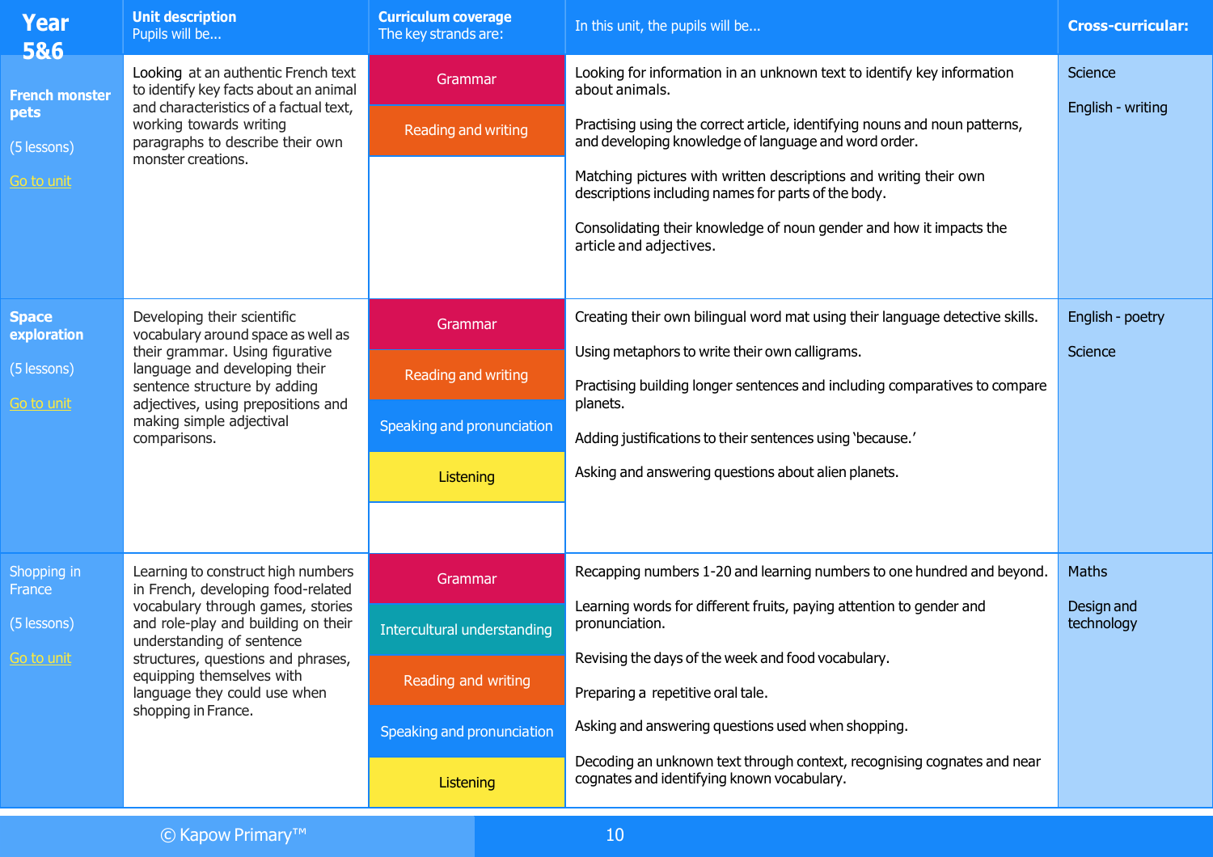| Year 5&6 | Unit description<br>Pupils will be... | Curriculum coverage<br>The key strands are: | In this unit, the pupils will be... | Cross-curricular: |
|---|---|---|---|---|
| **French monster pets**<br><br>(5 lessons)<br><br>Go to unit | Looking at an authentic French text to identify key facts about an animal and characteristics of a factual text, working towards writing paragraphs to describe their own monster creations. | Grammar<br>Reading and writing | Looking for information in an unknown text to identify key information about animals.<br><br>Practising using the correct article, identifying nouns and noun patterns, and developing knowledge of language and word order.<br><br>Matching pictures with written descriptions and writing their own descriptions including names for parts of the body.<br><br>Consolidating their knowledge of noun gender and how it impacts the article and adjectives. | Science<br><br>English - writing |
| **Space exploration**<br><br>(5 lessons)<br><br>Go to unit | Developing their scientific vocabulary around space as well as their grammar. Using figurative language and developing their sentence structure by adding adjectives, using prepositions and making simple adjectival comparisons. | Grammar<br>Reading and writing<br>Speaking and pronunciation<br>Listening | Creating their own bilingual word mat using their language detective skills.<br><br>Using metaphors to write their own calligrams.<br><br>Practising building longer sentences and including comparatives to compare planets.<br><br>Adding justifications to their sentences using 'because.'<br><br>Asking and answering questions about alien planets. | English - poetry<br><br>Science |
| Shopping in France<br><br>(5 lessons)<br><br>Go to unit | Learning to construct high numbers in French, developing food-related vocabulary through games, stories and role-play and building on their understanding of sentence structures, questions and phrases, equipping themselves with language they could use when shopping in France. | Grammar<br>Intercultural understanding<br>Reading and writing<br>Speaking and pronunciation<br>Listening | Recapping numbers 1-20 and learning numbers to one hundred and beyond.<br><br>Learning words for different fruits, paying attention to gender and pronunciation.<br><br>Revising the days of the week and food vocabulary.<br><br>Preparing a repetitive oral tale.<br><br>Asking and answering questions used when shopping.<br><br>Decoding an unknown text through context, recognising cognates and near cognates and identifying known vocabulary. | Maths<br><br>Design and technology |

© Kapow Primary™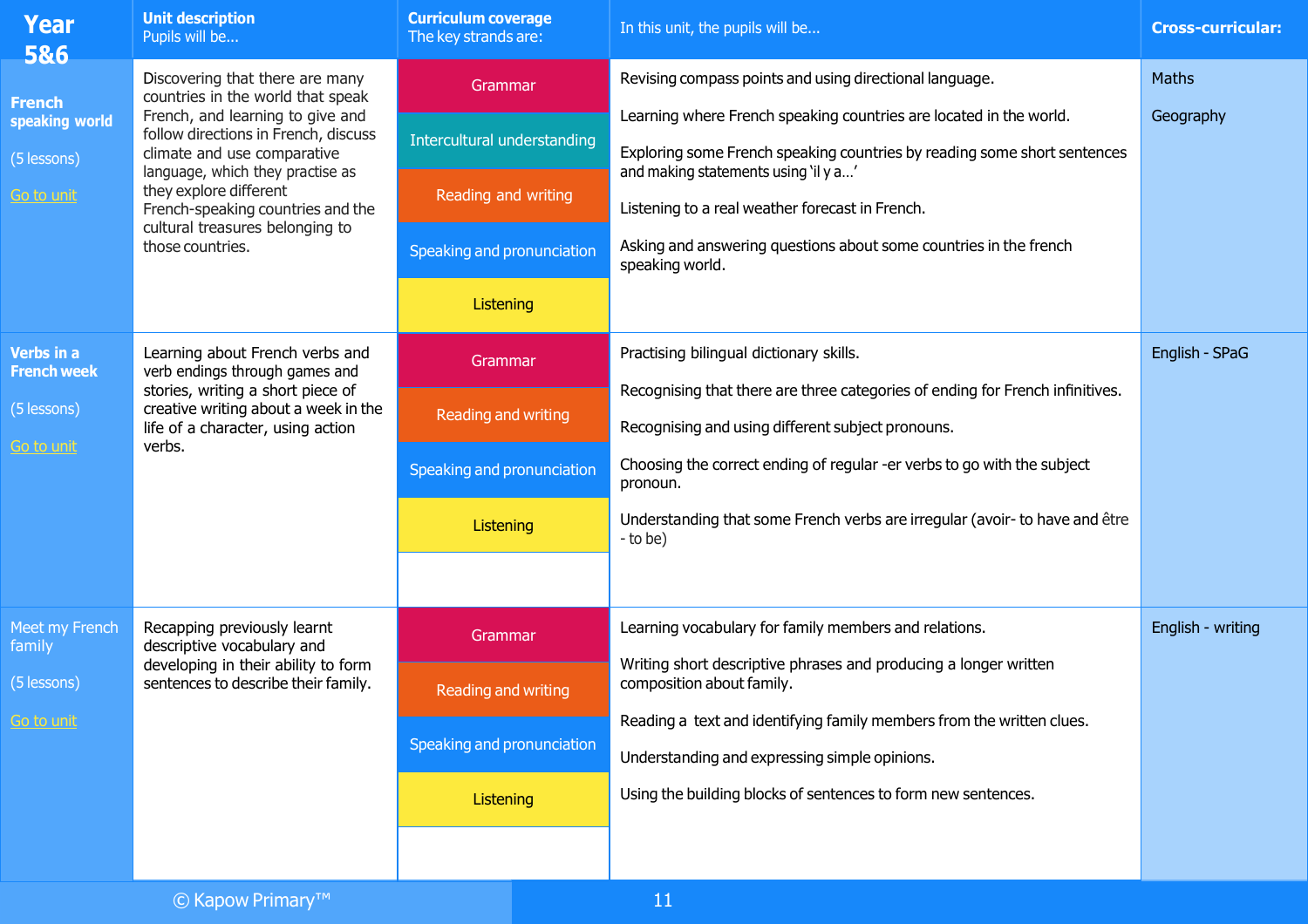| Year 5&6 | Unit description<br>Pupils will be... | Curriculum coverage<br>The key strands are: | In this unit, the pupils will be... | Cross-curricular: |
|---|---|---|---|---|
| **French speaking world**<br><br>(5 lessons)<br><br>Go to unit | Discovering that there are many countries in the world that speak French, and learning to give and follow directions in French, discuss climate and use comparative language, which they practise as they explore different French-speaking countries and the cultural treasures belonging to those countries. | Grammar<br>Intercultural understanding<br>Reading and writing<br>Speaking and pronunciation<br>Listening | Revising compass points and using directional language.<br><br>Learning where French speaking countries are located in the world.<br><br>Exploring some French speaking countries by reading some short sentences and making statements using 'il y a...'<br><br>Listening to a real weather forecast in French.<br><br>Asking and answering questions about some countries in the french speaking world. | Maths<br><br>Geography |
| **Verbs in a French week**<br><br>(5 lessons)<br><br>Go to unit | Learning about French verbs and verb endings through games and stories, writing a short piece of creative writing about a week in the life of a character, using action verbs. | Grammar<br>Reading and writing<br>Speaking and pronunciation<br>Listening | Practising bilingual dictionary skills.<br><br>Recognising that there are three categories of ending for French infinitives.<br><br>Recognising and using different subject pronouns.<br><br>Choosing the correct ending of regular -er verbs to go with the subject pronoun.<br><br>Understanding that some French verbs are irregular (avoir- to have and être - to be) | English - SPaG |
| Meet my French family<br><br>(5 lessons)<br><br>Go to unit | Recapping previously learnt descriptive vocabulary and developing in their ability to form sentences to describe their family. | Grammar<br>Reading and writing<br>Speaking and pronunciation<br>Listening | Learning vocabulary for family members and relations.<br><br>Writing short descriptive phrases and producing a longer written composition about family.<br><br>Reading a text and identifying family members from the written clues.<br><br>Understanding and expressing simple opinions.<br><br>Using the building blocks of sentences to form new sentences. | English - writing |

© Kapow Primary™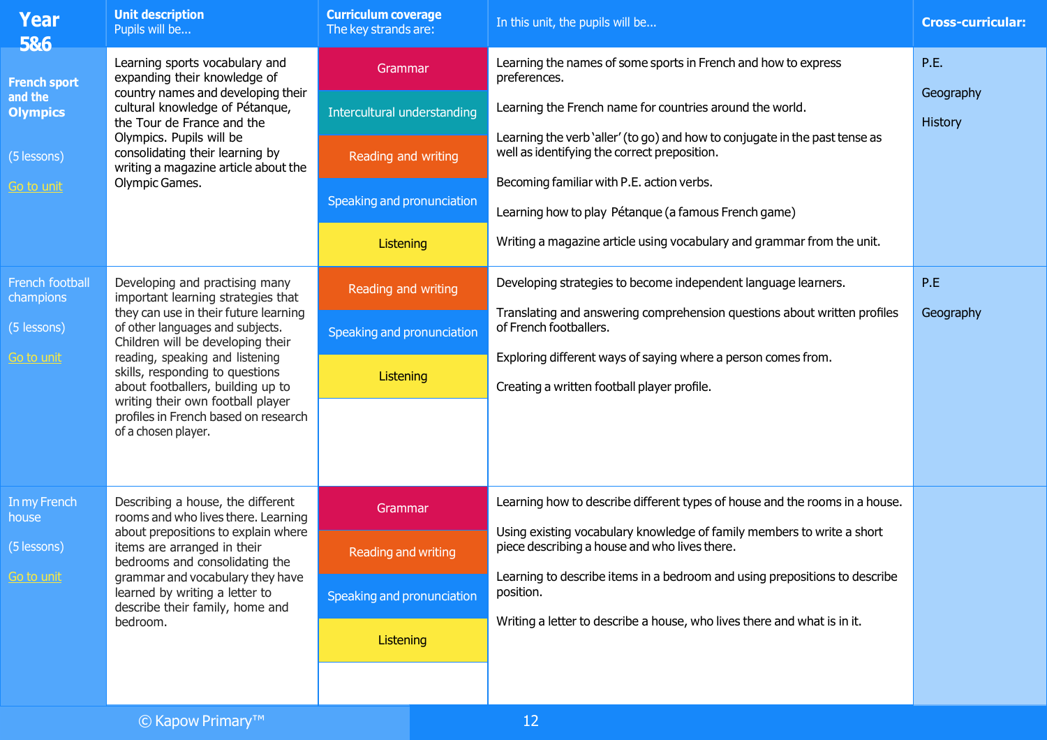| Year 5&6 | Unit description<br>Pupils will be... | Curriculum coverage<br>The key strands are: | In this unit, the pupils will be... | Cross-curricular: |
|---|---|---|---|---|
| **French sport and the Olympics**<br><br>(5 lessons)<br><br>Go to unit | Learning sports vocabulary and expanding their knowledge of country names and developing their cultural knowledge of Pétanque, the Tour de France and the Olympics. Pupils will be consolidating their learning by writing a magazine article about the Olympic Games. | Grammar<br>Intercultural understanding<br>Reading and writing<br>Speaking and pronunciation<br>Listening | Learning the names of some sports in French and how to express preferences.<br><br>Learning the French name for countries around the world.<br><br>Learning the verb 'aller' (to go) and how to conjugate in the past tense as well as identifying the correct preposition.<br><br>Becoming familiar with P.E. action verbs.<br><br>Learning how to play Pétanque (a famous French game)<br><br>Writing a magazine article using vocabulary and grammar from the unit. | P.E.<br><br>Geography<br><br>History |
| French football champions<br><br>(5 lessons)<br><br>Go to unit | Developing and practising many important learning strategies that they can use in their future learning of other languages and subjects. Children will be developing their reading, speaking and listening skills, responding to questions about footballers, building up to writing their own football player profiles in French based on research of a chosen player. | Reading and writing<br>Speaking and pronunciation<br>Listening | Developing strategies to become independent language learners.<br><br>Translating and answering comprehension questions about written profiles of French footballers.<br><br>Exploring different ways of saying where a person comes from.<br><br>Creating a written football player profile. | P.E<br><br>Geography |
| In my French house<br><br>(5 lessons)<br><br>Go to unit | Describing a house, the different rooms and who lives there. Learning about prepositions to explain where items are arranged in their bedrooms and consolidating the grammar and vocabulary they have learned by writing a letter to describe their family, home and bedroom. | Grammar<br>Reading and writing<br>Speaking and pronunciation<br>Listening | Learning how to describe different types of house and the rooms in a house.<br><br>Using existing vocabulary knowledge of family members to write a short piece describing a house and who lives there.<br><br>Learning to describe items in a bedroom and using prepositions to describe position.<br><br>Writing a letter to describe a house, who lives there and what is in it. | |

© Kapow Primary™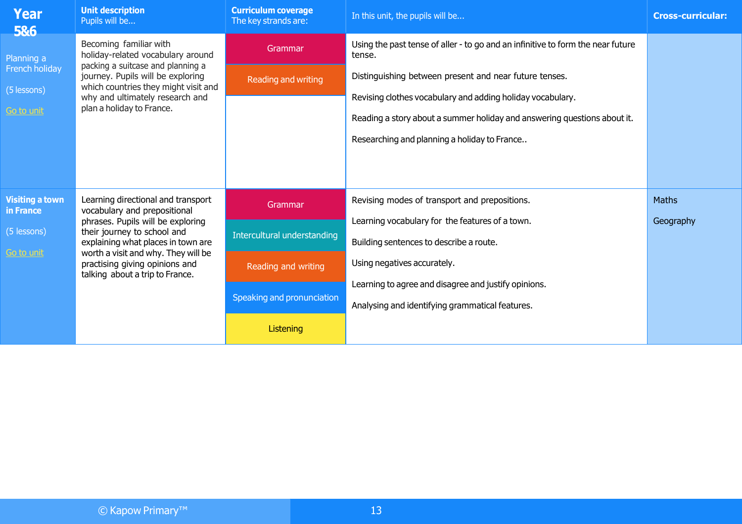| Year 5&6 | Unit description<br>Pupils will be... | Curriculum coverage<br>The key strands are: | In this unit, the pupils will be... | Cross-curricular: |
|---|---|---|---|---|
| Planning a French holiday<br><br>(5 lessons)<br><br>Go to unit | Becoming familiar with holiday-related vocabulary around packing a suitcase and planning a journey. Pupils will be exploring which countries they might visit and why and ultimately research and plan a holiday to France. | Grammar<br>Reading and writing | Using the past tense of aller - to go and an infinitive to form the near future tense.<br><br>Distinguishing between present and near future tenses.<br><br>Revising clothes vocabulary and adding holiday vocabulary.<br><br>Reading a story about a summer holiday and answering questions about it.<br><br>Researching and planning a holiday to France.. | |
| **Visiting a town in France**<br><br>(5 lessons)<br><br>Go to unit | Learning directional and transport vocabulary and prepositional phrases. Pupils will be exploring their journey to school and explaining what places in town are worth a visit and why. They will be practising giving opinions and talking about a trip to France. | Grammar<br>Intercultural understanding<br>Reading and writing<br>Speaking and pronunciation<br>Listening | Revising modes of transport and prepositions.<br><br>Learning vocabulary for the features of a town.<br><br>Building sentences to describe a route.<br><br>Using negatives accurately.<br><br>Learning to agree and disagree and justify opinions.<br><br>Analysing and identifying grammatical features. | Maths<br><br>Geography |

© Kapow Primary™